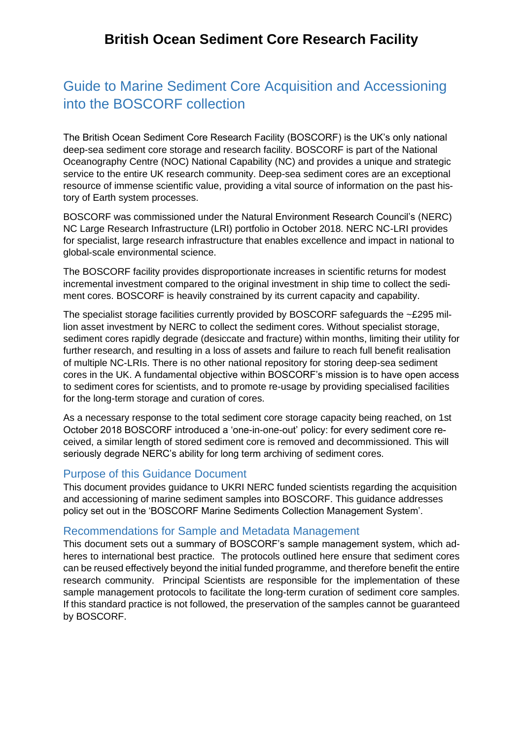# British Ocean Sediment Core Research Facility

## Guide to Marine Sediment Core Acquisition and Accessioning into the BOSCORF collection

The British Ocean Sediment Core Research Facility (BOSCORF) is the UK's only national deep-sea sediment core storage and research facility. BOSCORF is part of the National Oceanography Centre (NOC) National Capability (NC) and provides a unique and strategic service to the entire UK research community. Deep-sea sediment cores are an exceptional resource of immense scientific value, providing a vital source of information on the past history of Earth system processes.

BOSCORF was commissioned under the Natural Environment Research Council's (NERC) NC Large Research Infrastructure (LRI) portfolio in October 2018. NERC NC-LRI provides for specialist, large research infrastructure that enables excellence and impact in national to global-scale environmental science.

The BOSCORF facility provides disproportionate increases in scientific returns for modest incremental investment compared to the original investment in ship time to collect the sediment cores. BOSCORF is heavily constrained by its current capacity and capability.

The specialist storage facilities currently provided by BOSCORF safeguards the ~£295 million asset investment by NERC to collect the sediment cores. Without specialist storage, sediment cores rapidly degrade (desiccate and fracture) within months, limiting their utility for further research, and resulting in a loss of assets and failure to reach full benefit realisation of multiple NC-LRIs. There is no other national repository for storing deep-sea sediment cores in the UK. A fundamental objective within BOSCORF's mission is to have open access to sediment cores for scientists, and to promote re-usage by providing specialised facilities for the long-term storage and curation of cores.

As a necessary response to the total sediment core storage capacity being reached, on 1st October 2018 BOSCORF introduced a 'one-in-one-out' policy: for every sediment core received, a similar length of stored sediment core is removed and decommissioned. This will seriously degrade NERC's ability for long term archiving of sediment cores.

### Purpose of this Guidance Document

This document provides guidance to UKRI NERC funded scientists regarding the acquisition and accessioning of marine sediment samples into BOSCORF. This guidance addresses policy set out in the 'BOSCORF Marine Sediments Collection Management System'.

### Recommendations for Sample and Metadata Management

This document sets out a summary of BOSCORF's sample management system, which adheres to international best practice. The protocols outlined here ensure that sediment cores can be reused effectively beyond the initial funded programme, and therefore benefit the entire research community. Principal Scientists are responsible for the implementation of these sample management protocols to facilitate the long-term curation of sediment core samples. If this standard practice is not followed, the preservation of the samples cannot be guaranteed by BOSCORF.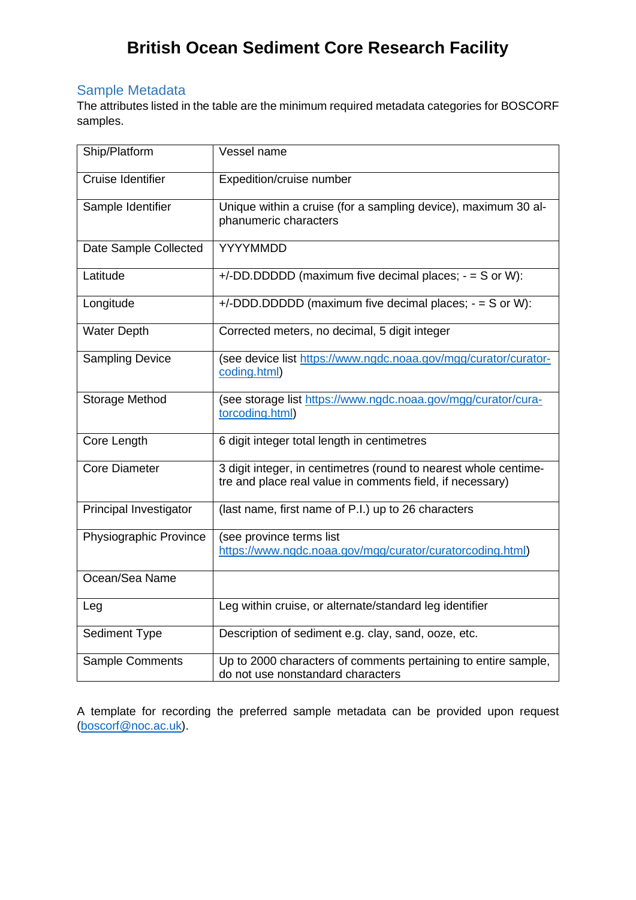# British Ocean Sediment Core Research Facility

## Sample Metadata

The attributes listed in the table are the minimum required metadata categories for BOSCORF samples.

| | |
|---|---|
| Ship/Platform | Vessel name |
| Cruise Identifier | Expedition/cruise number |
| Sample Identifier | Unique within a cruise (for a sampling device), maximum 30 alphanumeric characters |
| Date Sample Collected | YYYYMMDD |
| Latitude | +/-DD.DDDDD (maximum five decimal places; - = S or W): |
| Longitude | +/-DDD.DDDDD (maximum five decimal places; - = S or W): |
| Water Depth | Corrected meters, no decimal, 5 digit integer |
| Sampling Device | (see device list https://www.ngdc.noaa.gov/mgg/curator/curatorcoding.html) |
| Storage Method | (see storage list https://www.ngdc.noaa.gov/mgg/curator/curatorcoding.html) |
| Core Length | 6 digit integer total length in centimetres |
| Core Diameter | 3 digit integer, in centimetres (round to nearest whole centimetre and place real value in comments field, if necessary) |
| Principal Investigator | (last name, first name of P.I.) up to 26 characters |
| Physiographic Province | (see province terms list https://www.ngdc.noaa.gov/mgg/curator/curatorcoding.html) |
| Ocean/Sea Name | |
| Leg | Leg within cruise, or alternate/standard leg identifier |
| Sediment Type | Description of sediment e.g. clay, sand, ooze, etc. |
| Sample Comments | Up to 2000 characters of comments pertaining to entire sample, do not use nonstandard characters |

A template for recording the preferred sample metadata can be provided upon request (boscorf@noc.ac.uk).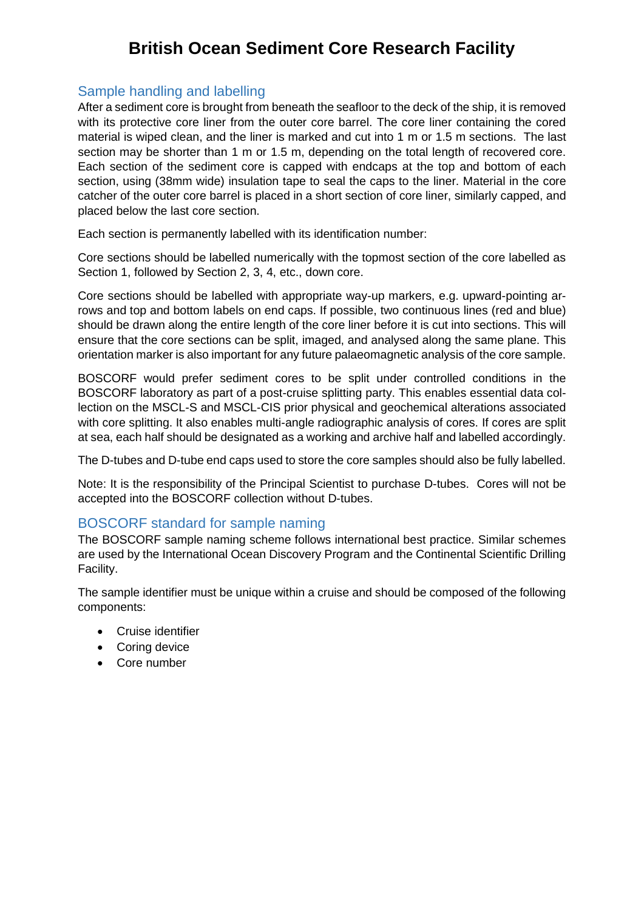# British Ocean Sediment Core Research Facility

## Sample handling and labelling

After a sediment core is brought from beneath the seafloor to the deck of the ship, it is removed with its protective core liner from the outer core barrel. The core liner containing the cored material is wiped clean, and the liner is marked and cut into 1 m or 1.5 m sections. The last section may be shorter than 1 m or 1.5 m, depending on the total length of recovered core. Each section of the sediment core is capped with endcaps at the top and bottom of each section, using (38mm wide) insulation tape to seal the caps to the liner. Material in the core catcher of the outer core barrel is placed in a short section of core liner, similarly capped, and placed below the last core section.

Each section is permanently labelled with its identification number:

Core sections should be labelled numerically with the topmost section of the core labelled as Section 1, followed by Section 2, 3, 4, etc., down core.

Core sections should be labelled with appropriate way-up markers, e.g. upward-pointing arrows and top and bottom labels on end caps. If possible, two continuous lines (red and blue) should be drawn along the entire length of the core liner before it is cut into sections. This will ensure that the core sections can be split, imaged, and analysed along the same plane. This orientation marker is also important for any future palaeomagnetic analysis of the core sample.

BOSCORF would prefer sediment cores to be split under controlled conditions in the BOSCORF laboratory as part of a post-cruise splitting party. This enables essential data collection on the MSCL-S and MSCL-CIS prior physical and geochemical alterations associated with core splitting. It also enables multi-angle radiographic analysis of cores. If cores are split at sea, each half should be designated as a working and archive half and labelled accordingly.

The D-tubes and D-tube end caps used to store the core samples should also be fully labelled.

Note: It is the responsibility of the Principal Scientist to purchase D-tubes. Cores will not be accepted into the BOSCORF collection without D-tubes.

## BOSCORF standard for sample naming

The BOSCORF sample naming scheme follows international best practice. Similar schemes are used by the International Ocean Discovery Program and the Continental Scientific Drilling Facility.

The sample identifier must be unique within a cruise and should be composed of the following components:

- Cruise identifier
- Coring device
- Core number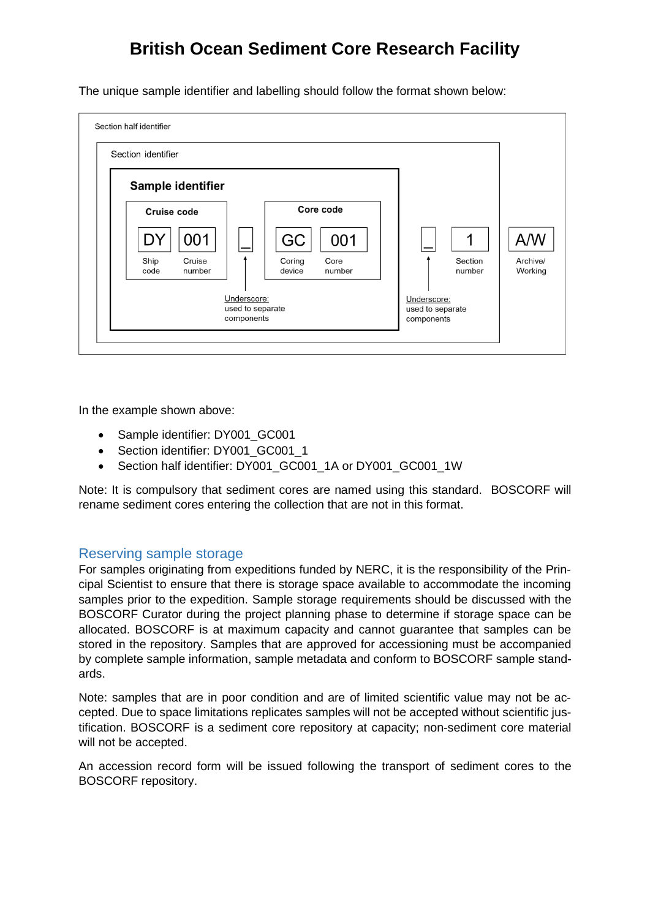# British Ocean Sediment Core Research Facility

The unique sample identifier and labelling should follow the format shown below:

Section half identifier

Section identifier

**Sample identifier**

| Cruise code | | _ | Core code | | _ | | |
|---|---|---|---|---|---|---|---|
| DY | 001 | _ | GC | 001 | _ | 1 | A/W |
| Ship code | Cruise number | Underscore: used to separate components | Coring device | Core number | Underscore: used to separate components | Section number | Archive/ Working |

In the example shown above:

- Sample identifier: DY001_GC001
- Section identifier: DY001_GC001_1
- Section half identifier: DY001_GC001_1A or DY001_GC001_1W

Note: It is compulsory that sediment cores are named using this standard. BOSCORF will rename sediment cores entering the collection that are not in this format.

## Reserving sample storage

For samples originating from expeditions funded by NERC, it is the responsibility of the Principal Scientist to ensure that there is storage space available to accommodate the incoming samples prior to the expedition. Sample storage requirements should be discussed with the BOSCORF Curator during the project planning phase to determine if storage space can be allocated. BOSCORF is at maximum capacity and cannot guarantee that samples can be stored in the repository. Samples that are approved for accessioning must be accompanied by complete sample information, sample metadata and conform to BOSCORF sample standards.

Note: samples that are in poor condition and are of limited scientific value may not be accepted. Due to space limitations replicates samples will not be accepted without scientific justification. BOSCORF is a sediment core repository at capacity; non-sediment core material will not be accepted.

An accession record form will be issued following the transport of sediment cores to the BOSCORF repository.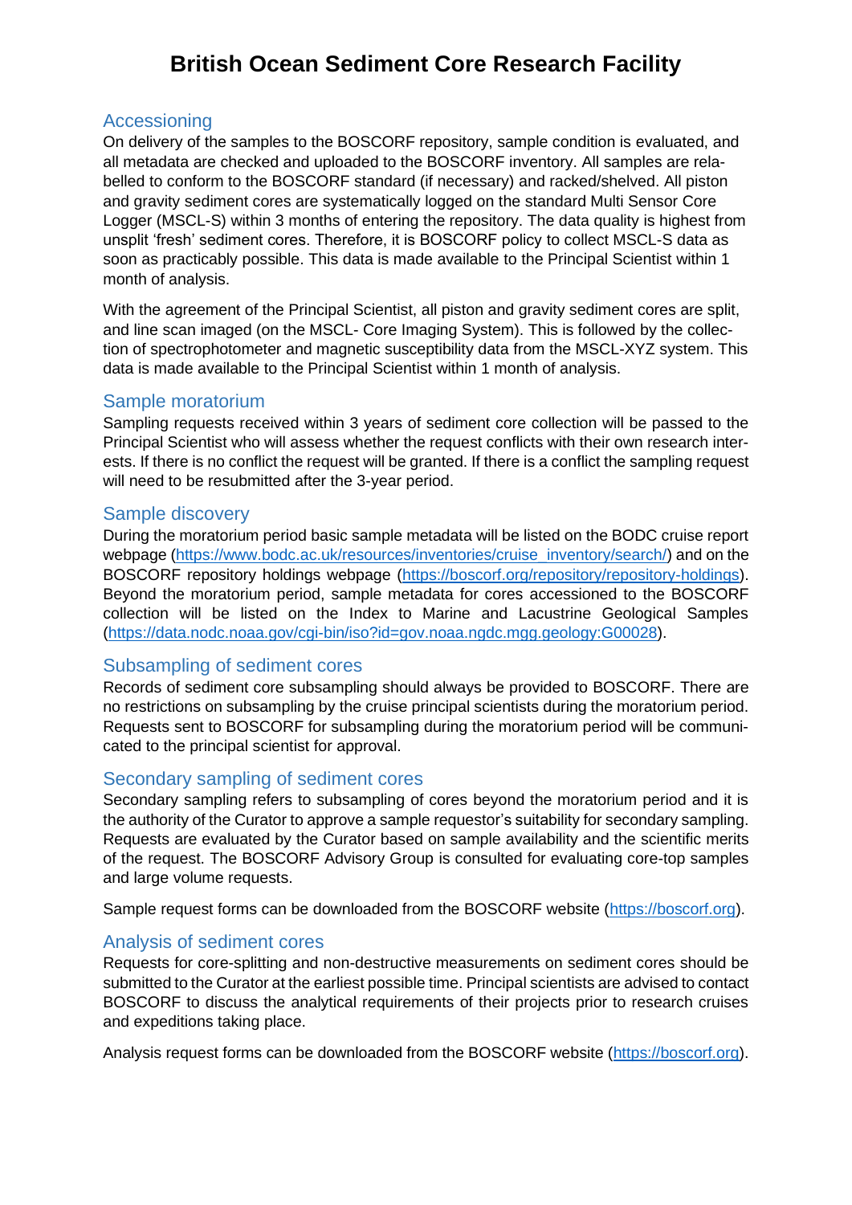# British Ocean Sediment Core Research Facility

## Accessioning

On delivery of the samples to the BOSCORF repository, sample condition is evaluated, and all metadata are checked and uploaded to the BOSCORF inventory. All samples are relabelled to conform to the BOSCORF standard (if necessary) and racked/shelved. All piston and gravity sediment cores are systematically logged on the standard Multi Sensor Core Logger (MSCL-S) within 3 months of entering the repository. The data quality is highest from unsplit 'fresh' sediment cores. Therefore, it is BOSCORF policy to collect MSCL-S data as soon as practicably possible. This data is made available to the Principal Scientist within 1 month of analysis.

With the agreement of the Principal Scientist, all piston and gravity sediment cores are split, and line scan imaged (on the MSCL- Core Imaging System). This is followed by the collection of spectrophotometer and magnetic susceptibility data from the MSCL-XYZ system. This data is made available to the Principal Scientist within 1 month of analysis.

## Sample moratorium

Sampling requests received within 3 years of sediment core collection will be passed to the Principal Scientist who will assess whether the request conflicts with their own research interests. If there is no conflict the request will be granted. If there is a conflict the sampling request will need to be resubmitted after the 3-year period.

## Sample discovery

During the moratorium period basic sample metadata will be listed on the BODC cruise report webpage (https://www.bodc.ac.uk/resources/inventories/cruise_inventory/search/) and on the BOSCORF repository holdings webpage (https://boscorf.org/repository/repository-holdings). Beyond the moratorium period, sample metadata for cores accessioned to the BOSCORF collection will be listed on the Index to Marine and Lacustrine Geological Samples (https://data.nodc.noaa.gov/cgi-bin/iso?id=gov.noaa.ngdc.mgg.geology:G00028).

## Subsampling of sediment cores

Records of sediment core subsampling should always be provided to BOSCORF. There are no restrictions on subsampling by the cruise principal scientists during the moratorium period. Requests sent to BOSCORF for subsampling during the moratorium period will be communicated to the principal scientist for approval.

## Secondary sampling of sediment cores

Secondary sampling refers to subsampling of cores beyond the moratorium period and it is the authority of the Curator to approve a sample requestor's suitability for secondary sampling. Requests are evaluated by the Curator based on sample availability and the scientific merits of the request. The BOSCORF Advisory Group is consulted for evaluating core-top samples and large volume requests.

Sample request forms can be downloaded from the BOSCORF website (https://boscorf.org).

## Analysis of sediment cores

Requests for core-splitting and non-destructive measurements on sediment cores should be submitted to the Curator at the earliest possible time. Principal scientists are advised to contact BOSCORF to discuss the analytical requirements of their projects prior to research cruises and expeditions taking place.

Analysis request forms can be downloaded from the BOSCORF website (https://boscorf.org).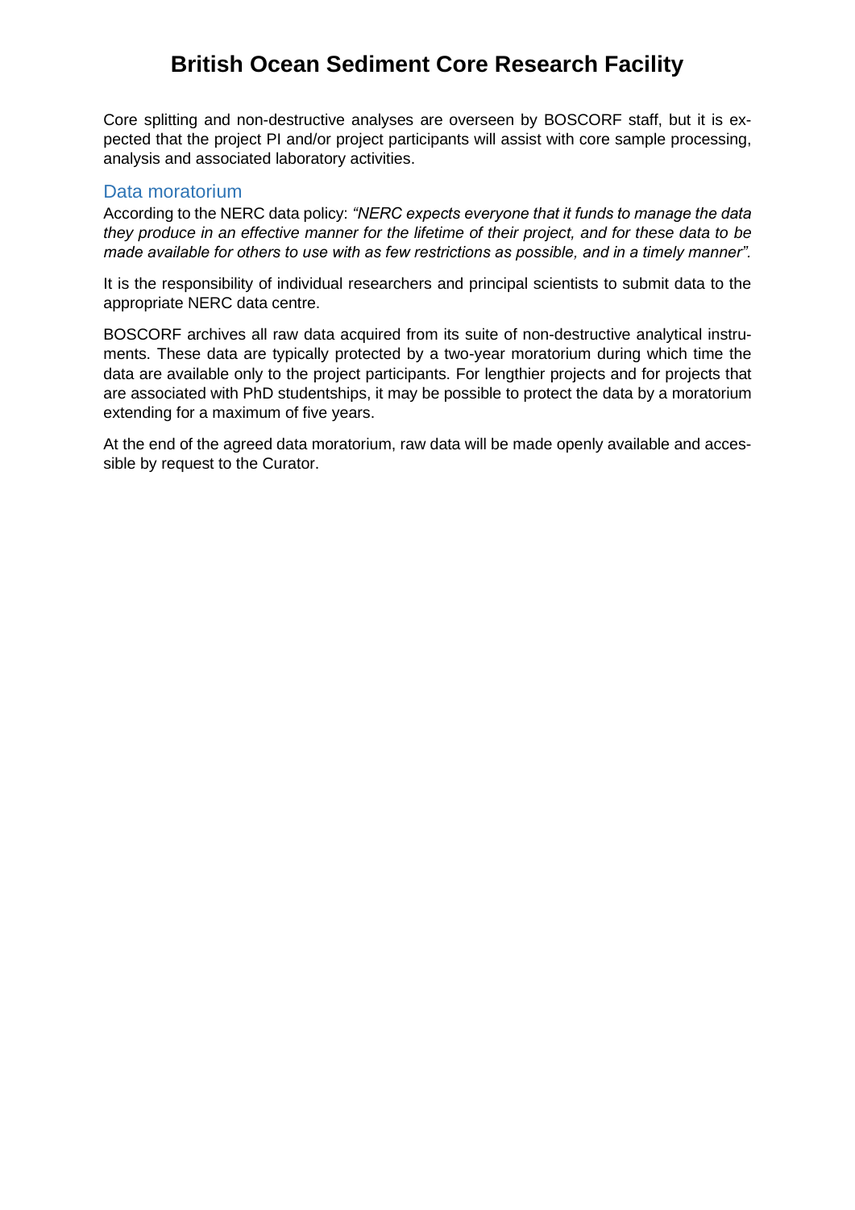Core splitting and non-destructive analyses are overseen by BOSCORF staff, but it is expected that the project PI and/or project participants will assist with core sample processing, analysis and associated laboratory activities.

## Data moratorium

According to the NERC data policy: *"NERC expects everyone that it funds to manage the data they produce in an effective manner for the lifetime of their project, and for these data to be made available for others to use with as few restrictions as possible, and in a timely manner".*

It is the responsibility of individual researchers and principal scientists to submit data to the appropriate NERC data centre.

BOSCORF archives all raw data acquired from its suite of non-destructive analytical instruments. These data are typically protected by a two-year moratorium during which time the data are available only to the project participants. For lengthier projects and for projects that are associated with PhD studentships, it may be possible to protect the data by a moratorium extending for a maximum of five years.

At the end of the agreed data moratorium, raw data will be made openly available and accessible by request to the Curator.